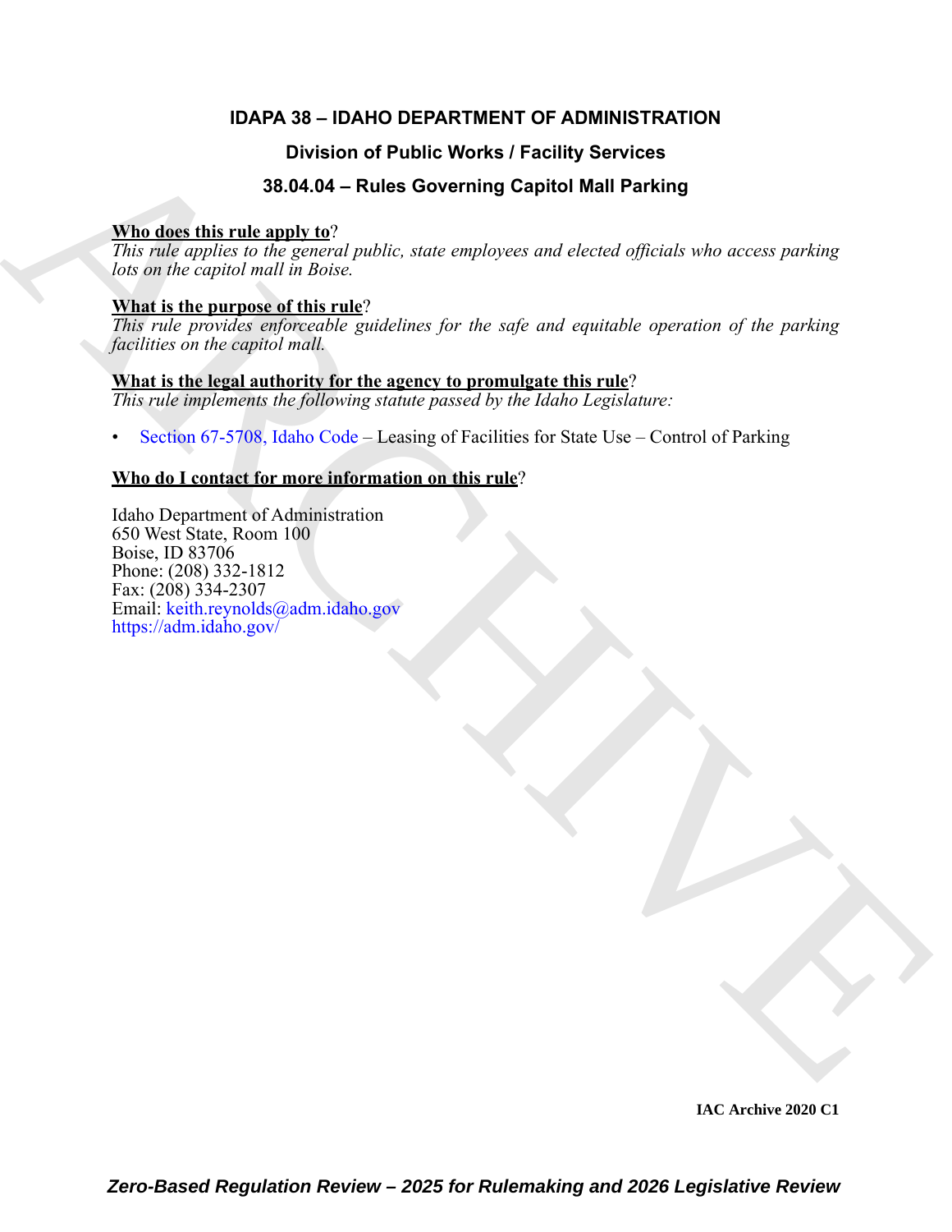# IDAPA 38 – IDAHO DEPARTMENT OF ADMINISTRATION

## Division of Public Works / Facility Services

## 38.04.04 – Rules Governing Capitol Mall Parking

**Who does this rule apply to**?

*This rule applies to the general public, state employees and elected officials who access parking lots on the capitol mall in Boise.*

**What is the purpose of this rule**?

*This rule provides enforceable guidelines for the safe and equitable operation of the parking facilities on the capitol mall.*

**What is the legal authority for the agency to promulgate this rule**?

*This rule implements the following statute passed by the Idaho Legislature:*

- Section 67-5708, Idaho Code – Leasing of Facilities for State Use – Control of Parking

**Who do I contact for more information on this rule**?

Idaho Department of Administration
650 West State, Room 100
Boise, ID 83706
Phone: (208) 332-1812
Fax: (208) 334-2307
Email: keith.reynolds@adm.idaho.gov
https://adm.idaho.gov/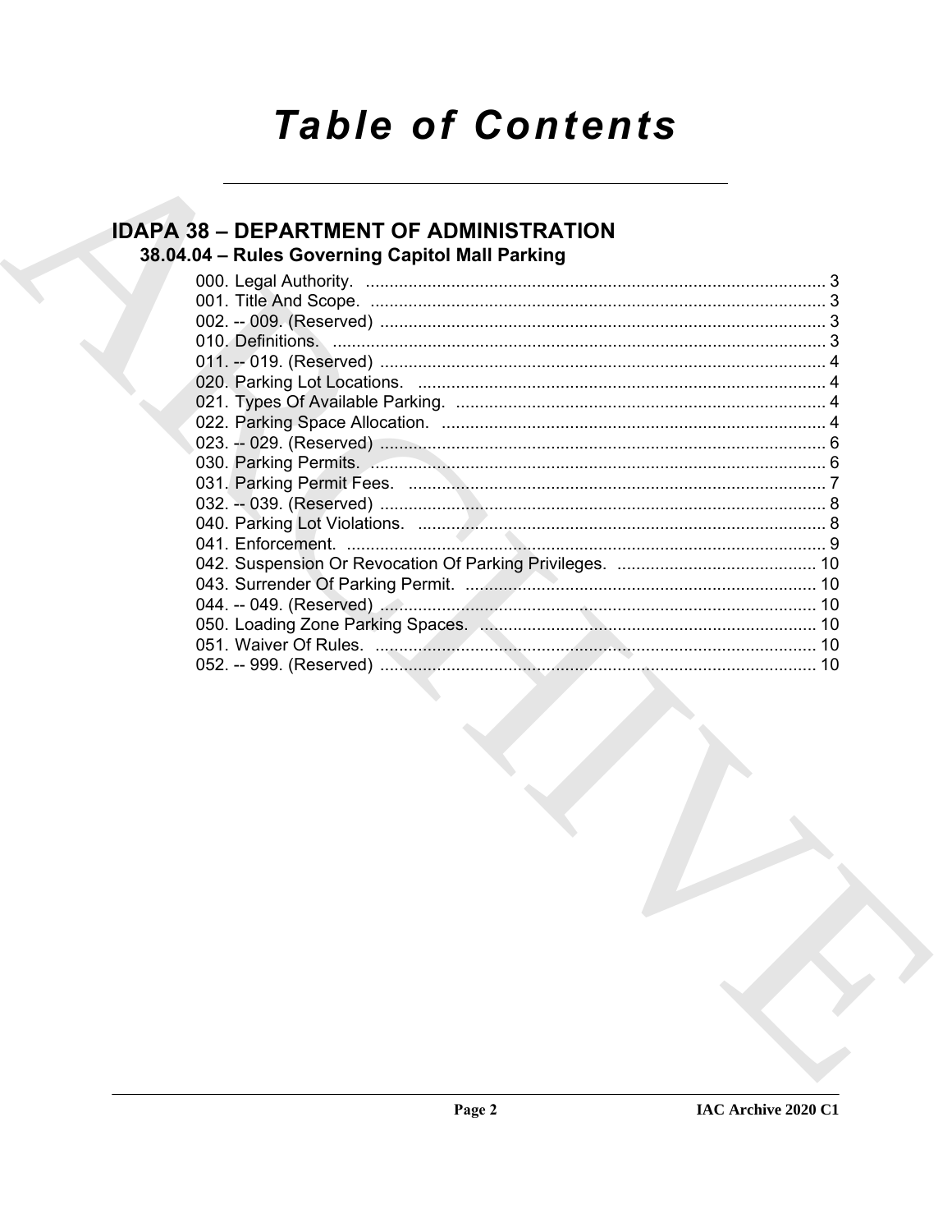# Table of Contents

## IDAPA 38 – DEPARTMENT OF ADMINISTRATION

### 38.04.04 – Rules Governing Capitol Mall Parking

000. Legal Authority. ........ 3
001. Title And Scope. ........ 3
002. -- 009. (Reserved) ........ 3
010. Definitions. ........ 3
011. -- 019. (Reserved) ........ 4
020. Parking Lot Locations. ........ 4
021. Types Of Available Parking. ........ 4
022. Parking Space Allocation. ........ 4
023. -- 029. (Reserved) ........ 6
030. Parking Permits. ........ 6
031. Parking Permit Fees. ........ 7
032. -- 039. (Reserved) ........ 8
040. Parking Lot Violations. ........ 8
041. Enforcement. ........ 9
042. Suspension Or Revocation Of Parking Privileges. ........ 10
043. Surrender Of Parking Permit. ........ 10
044. -- 049. (Reserved) ........ 10
050. Loading Zone Parking Spaces. ........ 10
051. Waiver Of Rules. ........ 10
052. -- 999. (Reserved) ........ 10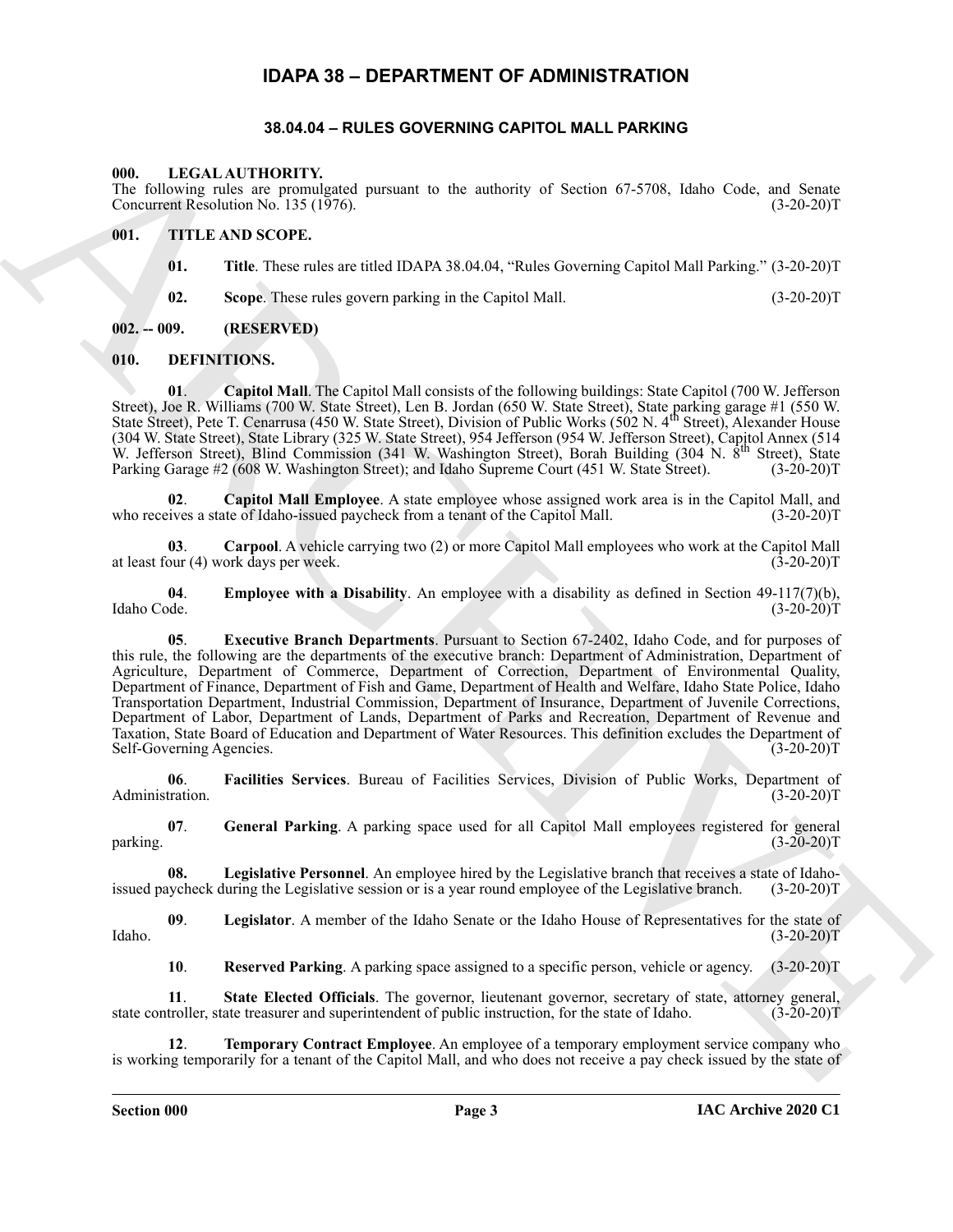# IDAPA 38 – DEPARTMENT OF ADMINISTRATION

## 38.04.04 – RULES GOVERNING CAPITOL MALL PARKING

### 000. LEGAL AUTHORITY.

The following rules are promulgated pursuant to the authority of Section 67-5708, Idaho Code, and Senate Concurrent Resolution No. 135 (1976). (3-20-20)T

### 001. TITLE AND SCOPE.

**01. Title**. These rules are titled IDAPA 38.04.04, "Rules Governing Capitol Mall Parking." (3-20-20)T

**02. Scope**. These rules govern parking in the Capitol Mall. (3-20-20)T

### 002. -- 009. (RESERVED)

### 010. DEFINITIONS.

**01. Capitol Mall**. The Capitol Mall consists of the following buildings: State Capitol (700 W. Jefferson Street), Joe R. Williams (700 W. State Street), Len B. Jordan (650 W. State Street), State parking garage #1 (550 W. State Street), Pete T. Cenarrusa (450 W. State Street), Division of Public Works (502 N. 4th Street), Alexander House (304 W. State Street), State Library (325 W. State Street), 954 Jefferson (954 W. Jefferson Street), Capitol Annex (514 W. Jefferson Street), Blind Commission (341 W. Washington Street), Borah Building (304 N. 8th Street), State Parking Garage #2 (608 W. Washington Street); and Idaho Supreme Court (451 W. State Street). (3-20-20)T

**02. Capitol Mall Employee**. A state employee whose assigned work area is in the Capitol Mall, and who receives a state of Idaho-issued paycheck from a tenant of the Capitol Mall. (3-20-20)T

**03. Carpool**. A vehicle carrying two (2) or more Capitol Mall employees who work at the Capitol Mall at least four (4) work days per week. (3-20-20)T

**04. Employee with a Disability**. An employee with a disability as defined in Section 49-117(7)(b), Idaho Code. (3-20-20)T

**05. Executive Branch Departments**. Pursuant to Section 67-2402, Idaho Code, and for purposes of this rule, the following are the departments of the executive branch: Department of Administration, Department of Agriculture, Department of Commerce, Department of Correction, Department of Environmental Quality, Department of Finance, Department of Fish and Game, Department of Health and Welfare, Idaho State Police, Idaho Transportation Department, Industrial Commission, Department of Insurance, Department of Juvenile Corrections, Department of Labor, Department of Lands, Department of Parks and Recreation, Department of Revenue and Taxation, State Board of Education and Department of Water Resources. This definition excludes the Department of Self-Governing Agencies. (3-20-20)T

**06. Facilities Services**. Bureau of Facilities Services, Division of Public Works, Department of Administration. (3-20-20)T

**07. General Parking**. A parking space used for all Capitol Mall employees registered for general parking. (3-20-20)T

**08. Legislative Personnel**. An employee hired by the Legislative branch that receives a state of Idaho-issued paycheck during the Legislative session or is a year round employee of the Legislative branch. (3-20-20)T

**09. Legislator**. A member of the Idaho Senate or the Idaho House of Representatives for the state of Idaho. (3-20-20)T

**10. Reserved Parking**. A parking space assigned to a specific person, vehicle or agency. (3-20-20)T

**11. State Elected Officials**. The governor, lieutenant governor, secretary of state, attorney general, state controller, state treasurer and superintendent of public instruction, for the state of Idaho. (3-20-20)T

**12. Temporary Contract Employee**. An employee of a temporary employment service company who is working temporarily for a tenant of the Capitol Mall, and who does not receive a pay check issued by the state of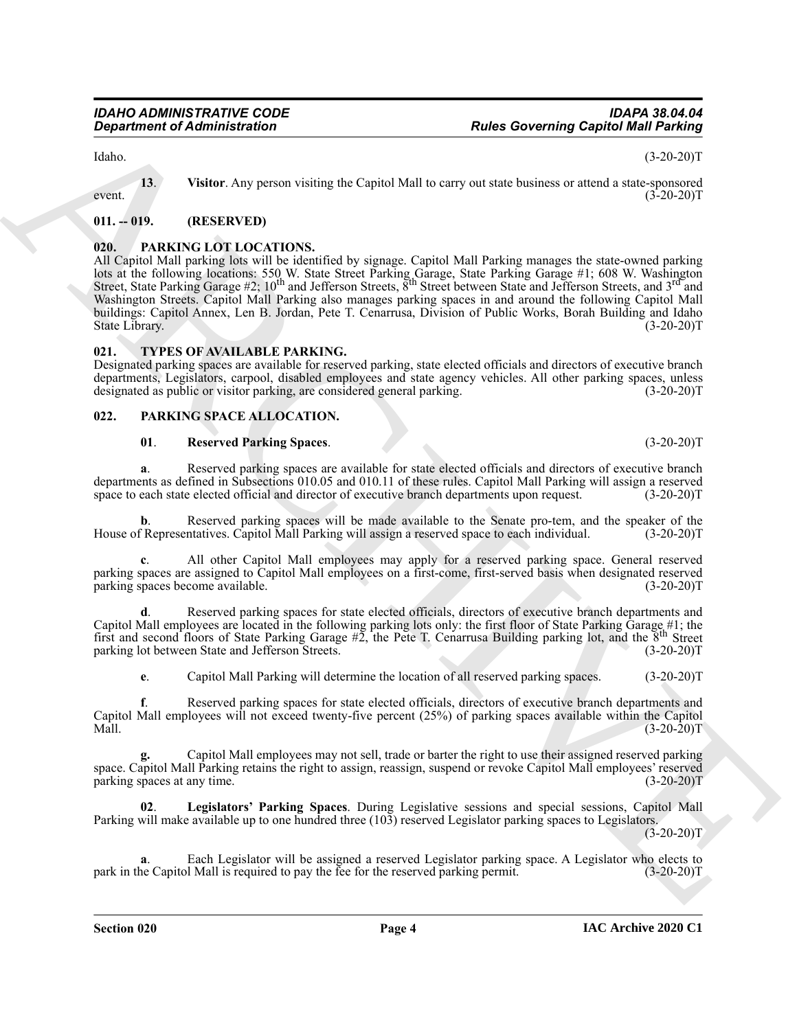Idaho. (3-20-20)T

**13**. **Visitor**. Any person visiting the Capitol Mall to carry out state business or attend a state-sponsored event. (3-20-20)T

### 011. -- 019. (RESERVED)

### 020. PARKING LOT LOCATIONS.

All Capitol Mall parking lots will be identified by signage. Capitol Mall Parking manages the state-owned parking lots at the following locations: 550 W. State Street Parking Garage, State Parking Garage #1; 608 W. Washington Street, State Parking Garage #2; 10th and Jefferson Streets, 8th Street between State and Jefferson Streets, and 3rd and Washington Streets. Capitol Mall Parking also manages parking spaces in and around the following Capitol Mall buildings: Capitol Annex, Len B. Jordan, Pete T. Cenarrusa, Division of Public Works, Borah Building and Idaho State Library. (3-20-20)T

### 021. TYPES OF AVAILABLE PARKING.

Designated parking spaces are available for reserved parking, state elected officials and directors of executive branch departments, Legislators, carpool, disabled employees and state agency vehicles. All other parking spaces, unless designated as public or visitor parking, are considered general parking. (3-20-20)T

### 022. PARKING SPACE ALLOCATION.

**01**. **Reserved Parking Spaces**. (3-20-20)T

**a**. Reserved parking spaces are available for state elected officials and directors of executive branch departments as defined in Subsections 010.05 and 010.11 of these rules. Capitol Mall Parking will assign a reserved space to each state elected official and director of executive branch departments upon request. (3-20-20)T

**b**. Reserved parking spaces will be made available to the Senate pro-tem, and the speaker of the House of Representatives. Capitol Mall Parking will assign a reserved space to each individual. (3-20-20)T

**c**. All other Capitol Mall employees may apply for a reserved parking space. General reserved parking spaces are assigned to Capitol Mall employees on a first-come, first-served basis when designated reserved parking spaces become available. (3-20-20)T

**d**. Reserved parking spaces for state elected officials, directors of executive branch departments and Capitol Mall employees are located in the following parking lots only: the first floor of State Parking Garage #1; the first and second floors of State Parking Garage #2, the Pete T. Cenarrusa Building parking lot, and the 8th Street parking lot between State and Jefferson Streets. (3-20-20)T

**e**. Capitol Mall Parking will determine the location of all reserved parking spaces. (3-20-20)T

**f**. Reserved parking spaces for state elected officials, directors of executive branch departments and Capitol Mall employees will not exceed twenty-five percent (25%) of parking spaces available within the Capitol Mall. (3-20-20)T

**g.** Capitol Mall employees may not sell, trade or barter the right to use their assigned reserved parking space. Capitol Mall Parking retains the right to assign, reassign, suspend or revoke Capitol Mall employees' reserved parking spaces at any time. (3-20-20)T

**02**. **Legislators' Parking Spaces**. During Legislative sessions and special sessions, Capitol Mall Parking will make available up to one hundred three (103) reserved Legislator parking spaces to Legislators. (3-20-20)T

**a**. Each Legislator will be assigned a reserved Legislator parking space. A Legislator who elects to park in the Capitol Mall is required to pay the fee for the reserved parking permit. (3-20-20)T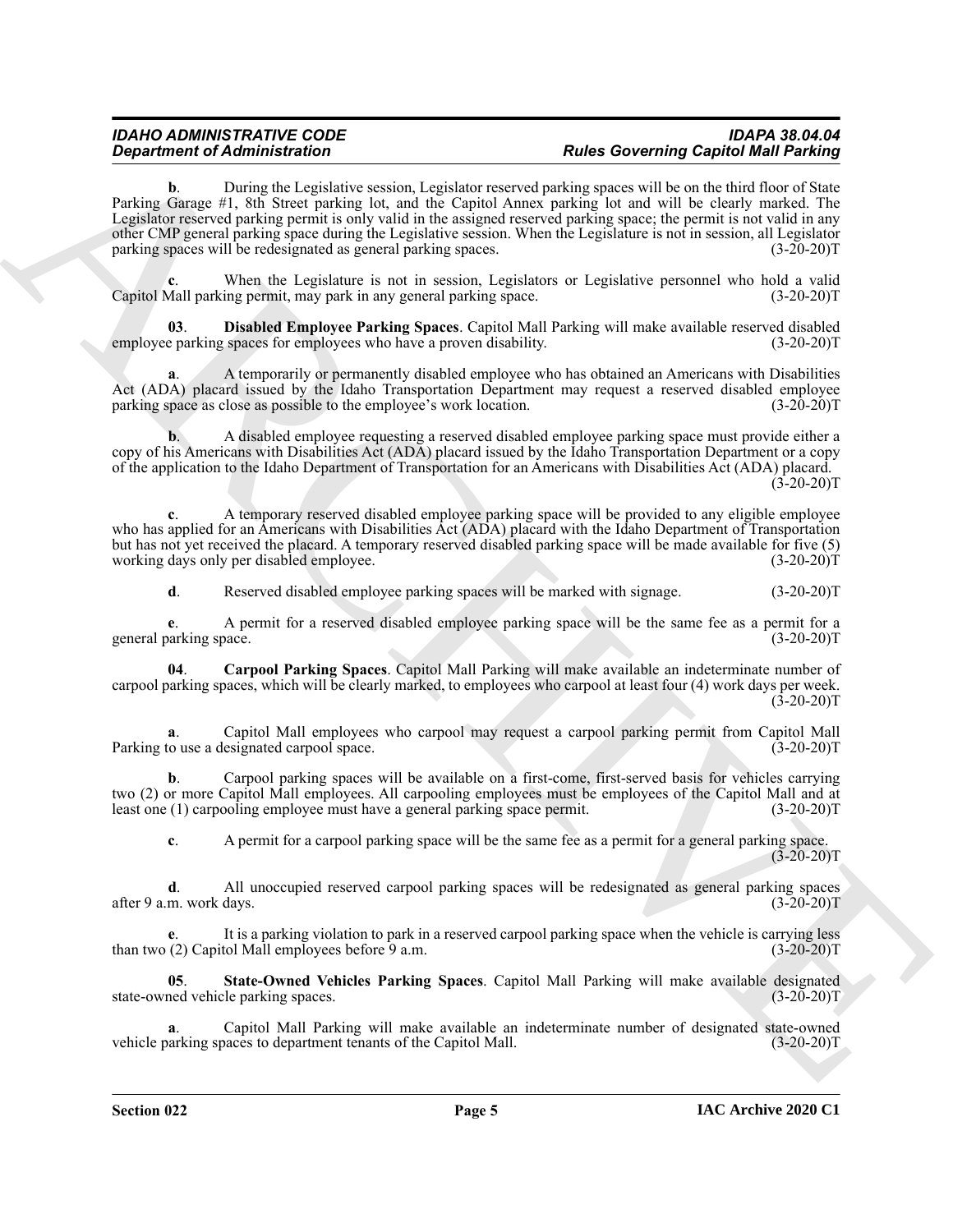**b**. During the Legislative session, Legislator reserved parking spaces will be on the third floor of State Parking Garage #1, 8th Street parking lot, and the Capitol Annex parking lot and will be clearly marked. The Legislator reserved parking permit is only valid in the assigned reserved parking space; the permit is not valid in any other CMP general parking space during the Legislative session. When the Legislature is not in session, all Legislator parking spaces will be redesignated as general parking spaces. (3-20-20)T

**c**. When the Legislature is not in session, Legislators or Legislative personnel who hold a valid Capitol Mall parking permit, may park in any general parking space. (3-20-20)T

**03**. **Disabled Employee Parking Spaces**. Capitol Mall Parking will make available reserved disabled employee parking spaces for employees who have a proven disability. (3-20-20)T

**a**. A temporarily or permanently disabled employee who has obtained an Americans with Disabilities Act (ADA) placard issued by the Idaho Transportation Department may request a reserved disabled employee parking space as close as possible to the employee's work location. (3-20-20)T

**b**. A disabled employee requesting a reserved disabled employee parking space must provide either a copy of his Americans with Disabilities Act (ADA) placard issued by the Idaho Transportation Department or a copy of the application to the Idaho Department of Transportation for an Americans with Disabilities Act (ADA) placard. (3-20-20)T

**c**. A temporary reserved disabled employee parking space will be provided to any eligible employee who has applied for an Americans with Disabilities Act (ADA) placard with the Idaho Department of Transportation but has not yet received the placard. A temporary reserved disabled parking space will be made available for five (5) working days only per disabled employee. (3-20-20)T

**d**. Reserved disabled employee parking spaces will be marked with signage. (3-20-20)T

**e**. A permit for a reserved disabled employee parking space will be the same fee as a permit for a general parking space. (3-20-20)T

**04**. **Carpool Parking Spaces**. Capitol Mall Parking will make available an indeterminate number of carpool parking spaces, which will be clearly marked, to employees who carpool at least four (4) work days per week. (3-20-20)T

**a**. Capitol Mall employees who carpool may request a carpool parking permit from Capitol Mall Parking to use a designated carpool space. (3-20-20)T

**b**. Carpool parking spaces will be available on a first-come, first-served basis for vehicles carrying two (2) or more Capitol Mall employees. All carpooling employees must be employees of the Capitol Mall and at least one (1) carpooling employee must have a general parking space permit. (3-20-20)T

**c**. A permit for a carpool parking space will be the same fee as a permit for a general parking space. (3-20-20)T

**d**. All unoccupied reserved carpool parking spaces will be redesignated as general parking spaces after 9 a.m. work days. (3-20-20)T

**e**. It is a parking violation to park in a reserved carpool parking space when the vehicle is carrying less than two (2) Capitol Mall employees before 9 a.m. (3-20-20)T

**05**. **State-Owned Vehicles Parking Spaces**. Capitol Mall Parking will make available designated state-owned vehicle parking spaces. (3-20-20)T

**a**. Capitol Mall Parking will make available an indeterminate number of designated state-owned vehicle parking spaces to department tenants of the Capitol Mall. (3-20-20)T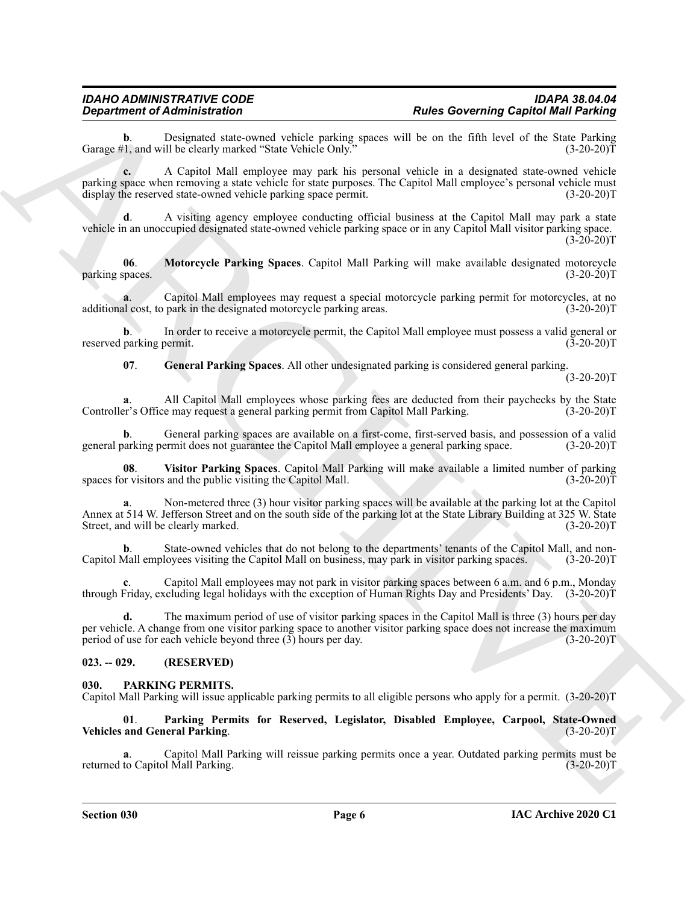**b**. Designated state-owned vehicle parking spaces will be on the fifth level of the State Parking Garage #1, and will be clearly marked "State Vehicle Only." (3-20-20)T

**c.** A Capitol Mall employee may park his personal vehicle in a designated state-owned vehicle parking space when removing a state vehicle for state purposes. The Capitol Mall employee's personal vehicle must display the reserved state-owned vehicle parking space permit. (3-20-20)T

**d**. A visiting agency employee conducting official business at the Capitol Mall may park a state vehicle in an unoccupied designated state-owned vehicle parking space or in any Capitol Mall visitor parking space. (3-20-20)T

**06**. **Motorcycle Parking Spaces**. Capitol Mall Parking will make available designated motorcycle parking spaces. (3-20-20)T

**a**. Capitol Mall employees may request a special motorcycle parking permit for motorcycles, at no additional cost, to park in the designated motorcycle parking areas. (3-20-20)T

**b**. In order to receive a motorcycle permit, the Capitol Mall employee must possess a valid general or reserved parking permit. (3-20-20)T

**07**. **General Parking Spaces**. All other undesignated parking is considered general parking. (3-20-20)T

**a**. All Capitol Mall employees whose parking fees are deducted from their paychecks by the State Controller's Office may request a general parking permit from Capitol Mall Parking. (3-20-20)T

**b**. General parking spaces are available on a first-come, first-served basis, and possession of a valid general parking permit does not guarantee the Capitol Mall employee a general parking space. (3-20-20)T

**08**. **Visitor Parking Spaces**. Capitol Mall Parking will make available a limited number of parking spaces for visitors and the public visiting the Capitol Mall. (3-20-20)T

**a**. Non-metered three (3) hour visitor parking spaces will be available at the parking lot at the Capitol Annex at 514 W. Jefferson Street and on the south side of the parking lot at the State Library Building at 325 W. State Street, and will be clearly marked. (3-20-20)T

**b**. State-owned vehicles that do not belong to the departments' tenants of the Capitol Mall, and non-Capitol Mall employees visiting the Capitol Mall on business, may park in visitor parking spaces. (3-20-20)T

**c**. Capitol Mall employees may not park in visitor parking spaces between 6 a.m. and 6 p.m., Monday through Friday, excluding legal holidays with the exception of Human Rights Day and Presidents' Day. (3-20-20)T

**d.** The maximum period of use of visitor parking spaces in the Capitol Mall is three (3) hours per day per vehicle. A change from one visitor parking space to another visitor parking space does not increase the maximum period of use for each vehicle beyond three (3) hours per day. (3-20-20)T

### 023. -- 029. (RESERVED)

### 030. PARKING PERMITS.

Capitol Mall Parking will issue applicable parking permits to all eligible persons who apply for a permit. (3-20-20)T

**01**. **Parking Permits for Reserved, Legislator, Disabled Employee, Carpool, State-Owned Vehicles and General Parking**. (3-20-20)T

**a**. Capitol Mall Parking will reissue parking permits once a year. Outdated parking permits must be returned to Capitol Mall Parking. (3-20-20)T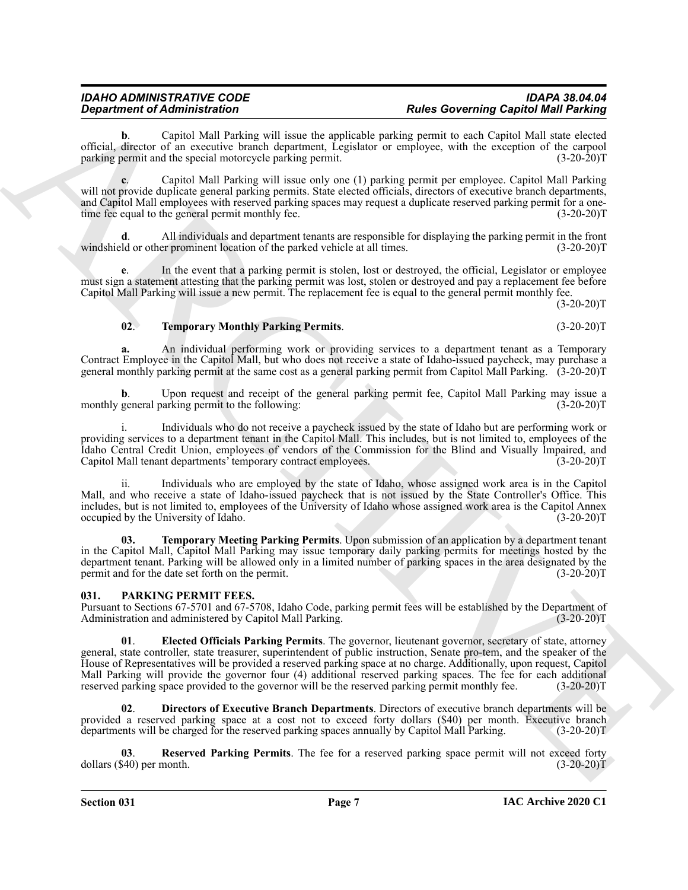**b**. Capitol Mall Parking will issue the applicable parking permit to each Capitol Mall state elected official, director of an executive branch department, Legislator or employee, with the exception of the carpool parking permit and the special motorcycle parking permit. (3-20-20)T

**c**. Capitol Mall Parking will issue only one (1) parking permit per employee. Capitol Mall Parking will not provide duplicate general parking permits. State elected officials, directors of executive branch departments, and Capitol Mall employees with reserved parking spaces may request a duplicate reserved parking permit for a one-time fee equal to the general permit monthly fee. (3-20-20)T

**d**. All individuals and department tenants are responsible for displaying the parking permit in the front windshield or other prominent location of the parked vehicle at all times. (3-20-20)T

**e**. In the event that a parking permit is stolen, lost or destroyed, the official, Legislator or employee must sign a statement attesting that the parking permit was lost, stolen or destroyed and pay a replacement fee before Capitol Mall Parking will issue a new permit. The replacement fee is equal to the general permit monthly fee. (3-20-20)T

**02**. **Temporary Monthly Parking Permits**. (3-20-20)T

**a.** An individual performing work or providing services to a department tenant as a Temporary Contract Employee in the Capitol Mall, but who does not receive a state of Idaho-issued paycheck, may purchase a general monthly parking permit at the same cost as a general parking permit from Capitol Mall Parking. (3-20-20)T

**b**. Upon request and receipt of the general parking permit fee, Capitol Mall Parking may issue a monthly general parking permit to the following: (3-20-20)T

i. Individuals who do not receive a paycheck issued by the state of Idaho but are performing work or providing services to a department tenant in the Capitol Mall. This includes, but is not limited to, employees of the Idaho Central Credit Union, employees of vendors of the Commission for the Blind and Visually Impaired, and Capitol Mall tenant departments' temporary contract employees. (3-20-20)T

ii. Individuals who are employed by the state of Idaho, whose assigned work area is in the Capitol Mall, and who receive a state of Idaho-issued paycheck that is not issued by the State Controller's Office. This includes, but is not limited to, employees of the University of Idaho whose assigned work area is the Capitol Annex occupied by the University of Idaho. (3-20-20)T

**03.** **Temporary Meeting Parking Permits**. Upon submission of an application by a department tenant in the Capitol Mall, Capitol Mall Parking may issue temporary daily parking permits for meetings hosted by the department tenant. Parking will be allowed only in a limited number of parking spaces in the area designated by the permit and for the date set forth on the permit. (3-20-20)T

### 031. PARKING PERMIT FEES.

Pursuant to Sections 67-5701 and 67-5708, Idaho Code, parking permit fees will be established by the Department of Administration and administered by Capitol Mall Parking. (3-20-20)T

**01**. **Elected Officials Parking Permits**. The governor, lieutenant governor, secretary of state, attorney general, state controller, state treasurer, superintendent of public instruction, Senate pro-tem, and the speaker of the House of Representatives will be provided a reserved parking space at no charge. Additionally, upon request, Capitol Mall Parking will provide the governor four (4) additional reserved parking spaces. The fee for each additional reserved parking space provided to the governor will be the reserved parking permit monthly fee. (3-20-20)T

**02**. **Directors of Executive Branch Departments**. Directors of executive branch departments will be provided a reserved parking space at a cost not to exceed forty dollars ($40) per month. Executive branch departments will be charged for the reserved parking spaces annually by Capitol Mall Parking. (3-20-20)T

**03**. **Reserved Parking Permits**. The fee for a reserved parking space permit will not exceed forty dollars ($40) per month. (3-20-20)T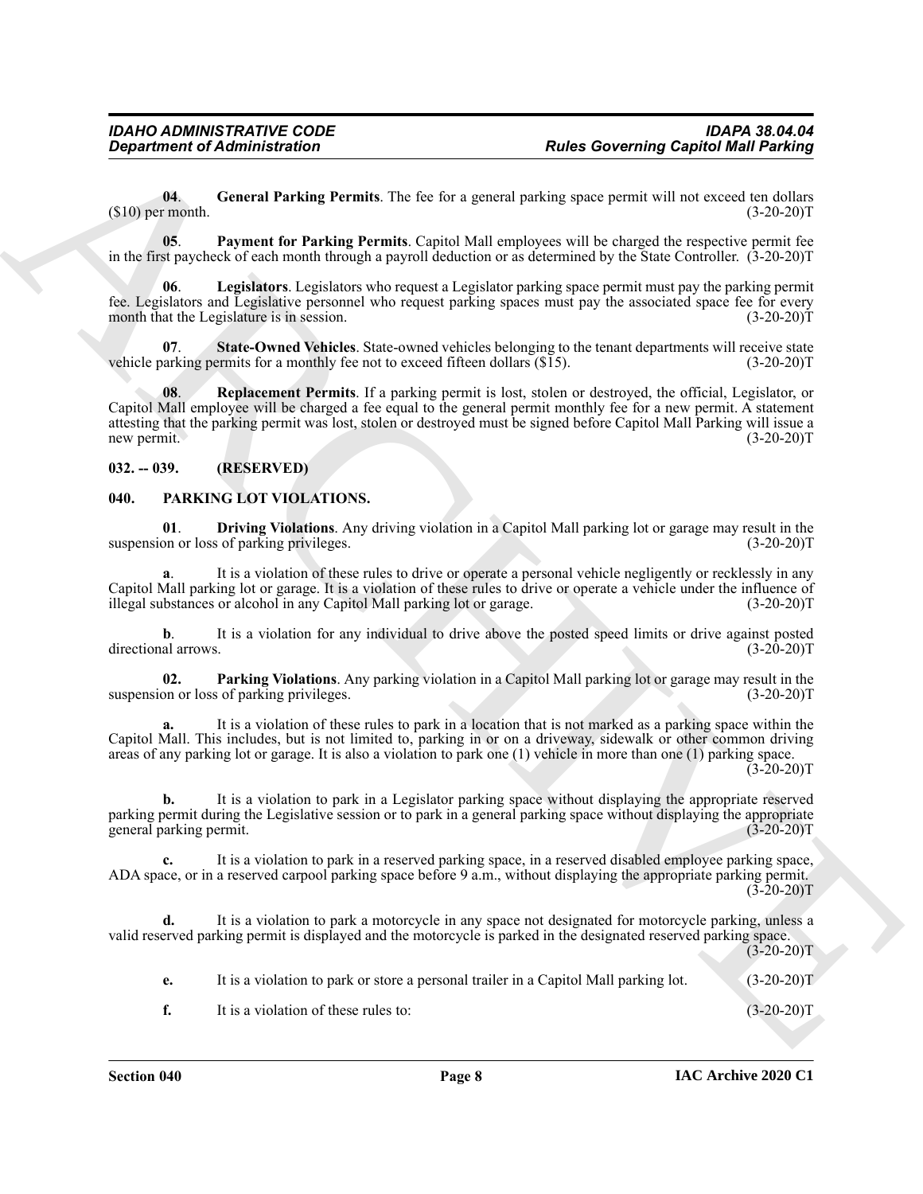**04**. **General Parking Permits**. The fee for a general parking space permit will not exceed ten dollars ($10) per month. (3-20-20)T

**05**. **Payment for Parking Permits**. Capitol Mall employees will be charged the respective permit fee in the first paycheck of each month through a payroll deduction or as determined by the State Controller. (3-20-20)T

**06**. **Legislators**. Legislators who request a Legislator parking space permit must pay the parking permit fee. Legislators and Legislative personnel who request parking spaces must pay the associated space fee for every month that the Legislature is in session. (3-20-20)T

**07**. **State-Owned Vehicles**. State-owned vehicles belonging to the tenant departments will receive state vehicle parking permits for a monthly fee not to exceed fifteen dollars ($15). (3-20-20)T

**08**. **Replacement Permits**. If a parking permit is lost, stolen or destroyed, the official, Legislator, or Capitol Mall employee will be charged a fee equal to the general permit monthly fee for a new permit. A statement attesting that the parking permit was lost, stolen or destroyed must be signed before Capitol Mall Parking will issue a new permit. (3-20-20)T

## 032. -- 039. (RESERVED)

## 040. PARKING LOT VIOLATIONS.

**01**. **Driving Violations**. Any driving violation in a Capitol Mall parking lot or garage may result in the suspension or loss of parking privileges. (3-20-20)T

**a**. It is a violation of these rules to drive or operate a personal vehicle negligently or recklessly in any Capitol Mall parking lot or garage. It is a violation of these rules to drive or operate a vehicle under the influence of illegal substances or alcohol in any Capitol Mall parking lot or garage. (3-20-20)T

**b**. It is a violation for any individual to drive above the posted speed limits or drive against posted directional arrows. (3-20-20)T

**02.** **Parking Violations**. Any parking violation in a Capitol Mall parking lot or garage may result in the suspension or loss of parking privileges. (3-20-20)T

**a.** It is a violation of these rules to park in a location that is not marked as a parking space within the Capitol Mall. This includes, but is not limited to, parking in or on a driveway, sidewalk or other common driving areas of any parking lot or garage. It is also a violation to park one (1) vehicle in more than one (1) parking space. (3-20-20)T

**b.** It is a violation to park in a Legislator parking space without displaying the appropriate reserved parking permit during the Legislative session or to park in a general parking space without displaying the appropriate general parking permit. (3-20-20)T

**c.** It is a violation to park in a reserved parking space, in a reserved disabled employee parking space, ADA space, or in a reserved carpool parking space before 9 a.m., without displaying the appropriate parking permit. (3-20-20)T

**d.** It is a violation to park a motorcycle in any space not designated for motorcycle parking, unless a valid reserved parking permit is displayed and the motorcycle is parked in the designated reserved parking space. (3-20-20)T

**e.** It is a violation to park or store a personal trailer in a Capitol Mall parking lot. (3-20-20)T

**f.** It is a violation of these rules to: (3-20-20)T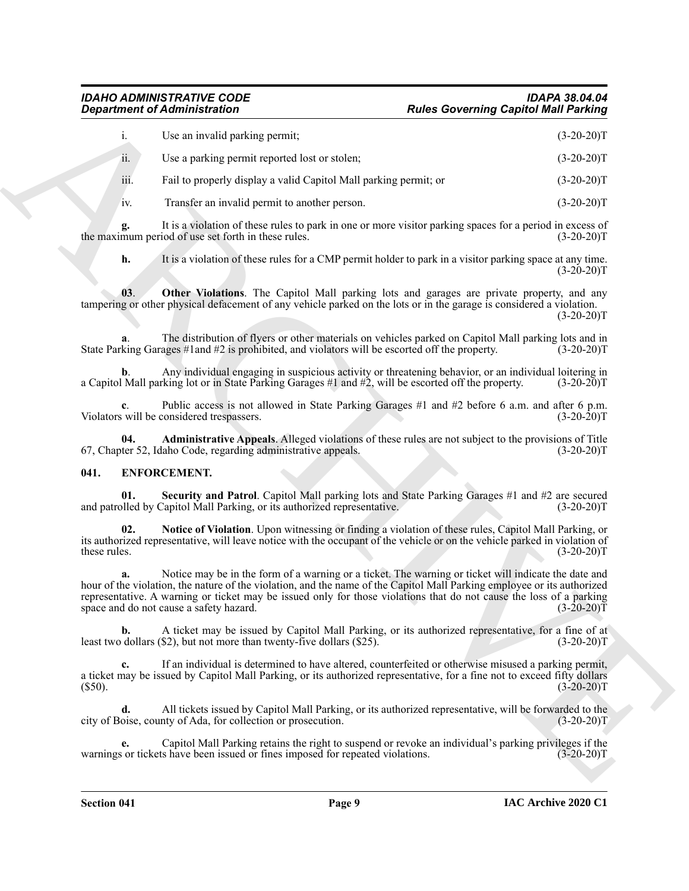i. Use an invalid parking permit; (3-20-20)T

ii. Use a parking permit reported lost or stolen; (3-20-20)T

iii. Fail to properly display a valid Capitol Mall parking permit; or (3-20-20)T

iv. Transfer an invalid permit to another person. (3-20-20)T

**g.** It is a violation of these rules to park in one or more visitor parking spaces for a period in excess of the maximum period of use set forth in these rules. (3-20-20)T

**h.** It is a violation of these rules for a CMP permit holder to park in a visitor parking space at any time. (3-20-20)T

**03**. **Other Violations**. The Capitol Mall parking lots and garages are private property, and any tampering or other physical defacement of any vehicle parked on the lots or in the garage is considered a violation. (3-20-20)T

**a**. The distribution of flyers or other materials on vehicles parked on Capitol Mall parking lots and in State Parking Garages #1and #2 is prohibited, and violators will be escorted off the property. (3-20-20)T

**b**. Any individual engaging in suspicious activity or threatening behavior, or an individual loitering in a Capitol Mall parking lot or in State Parking Garages #1 and #2, will be escorted off the property. (3-20-20)T

**c**. Public access is not allowed in State Parking Garages #1 and #2 before 6 a.m. and after 6 p.m. Violators will be considered trespassers. (3-20-20)T

**04.** **Administrative Appeals**. Alleged violations of these rules are not subject to the provisions of Title 67, Chapter 52, Idaho Code, regarding administrative appeals. (3-20-20)T

## 041. ENFORCEMENT.

**01.** **Security and Patrol**. Capitol Mall parking lots and State Parking Garages #1 and #2 are secured and patrolled by Capitol Mall Parking, or its authorized representative. (3-20-20)T

**02.** **Notice of Violation**. Upon witnessing or finding a violation of these rules, Capitol Mall Parking, or its authorized representative, will leave notice with the occupant of the vehicle or on the vehicle parked in violation of these rules. (3-20-20)T

**a.** Notice may be in the form of a warning or a ticket. The warning or ticket will indicate the date and hour of the violation, the nature of the violation, and the name of the Capitol Mall Parking employee or its authorized representative. A warning or ticket may be issued only for those violations that do not cause the loss of a parking space and do not cause a safety hazard. (3-20-20)T

**b.** A ticket may be issued by Capitol Mall Parking, or its authorized representative, for a fine of at least two dollars ($2), but not more than twenty-five dollars ($25). (3-20-20)T

**c.** If an individual is determined to have altered, counterfeited or otherwise misused a parking permit, a ticket may be issued by Capitol Mall Parking, or its authorized representative, for a fine not to exceed fifty dollars ($50). (3-20-20)T

**d.** All tickets issued by Capitol Mall Parking, or its authorized representative, will be forwarded to the city of Boise, county of Ada, for collection or prosecution. (3-20-20)T

**e.** Capitol Mall Parking retains the right to suspend or revoke an individual's parking privileges if the warnings or tickets have been issued or fines imposed for repeated violations. (3-20-20)T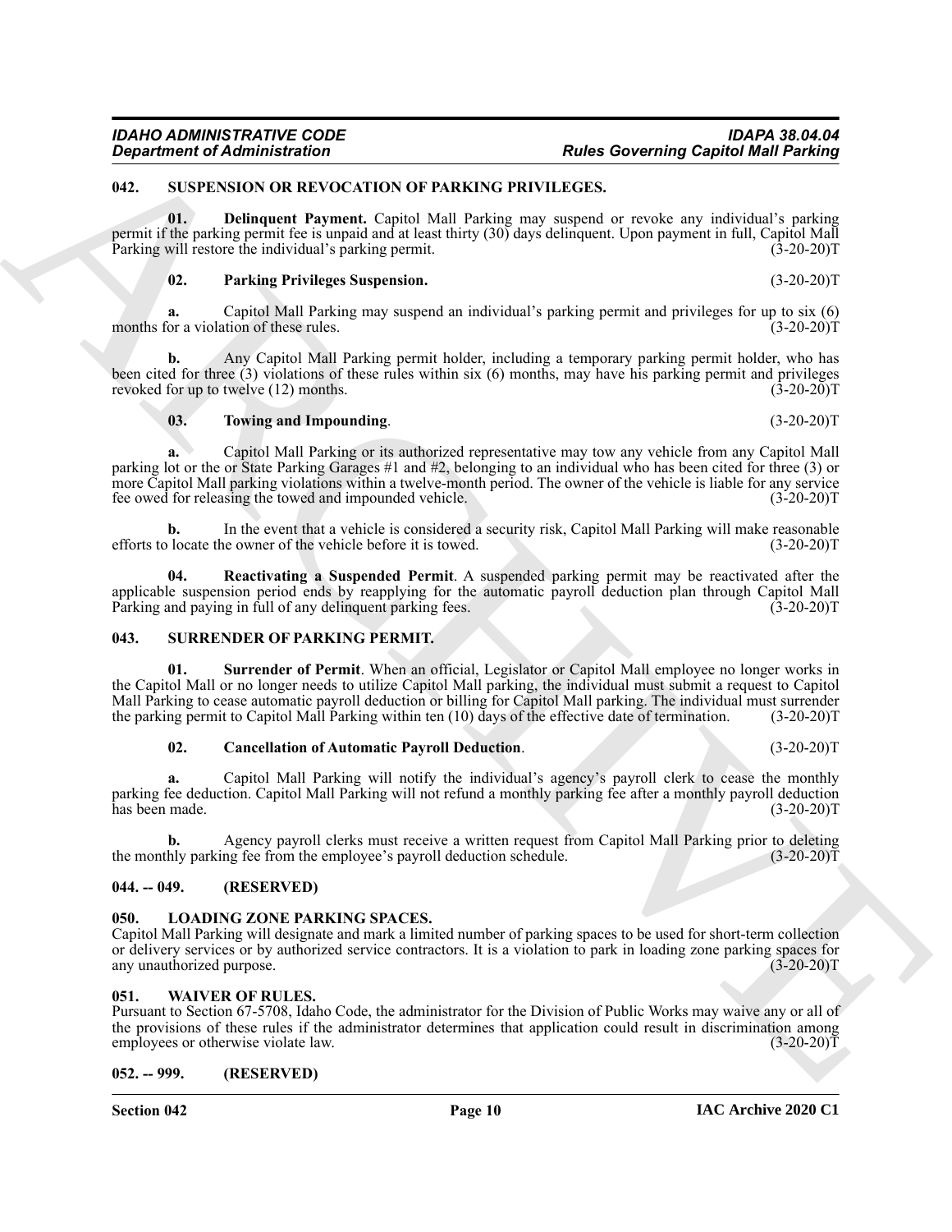### 042. SUSPENSION OR REVOCATION OF PARKING PRIVILEGES.

**01. Delinquent Payment.** Capitol Mall Parking may suspend or revoke any individual's parking permit if the parking permit fee is unpaid and at least thirty (30) days delinquent. Upon payment in full, Capitol Mall Parking will restore the individual's parking permit. (3-20-20)T

**02. Parking Privileges Suspension.** (3-20-20)T

**a.** Capitol Mall Parking may suspend an individual's parking permit and privileges for up to six (6) months for a violation of these rules. (3-20-20)T

**b.** Any Capitol Mall Parking permit holder, including a temporary parking permit holder, who has been cited for three (3) violations of these rules within six (6) months, may have his parking permit and privileges revoked for up to twelve (12) months. (3-20-20)T

**03. Towing and Impounding**. (3-20-20)T

**a.** Capitol Mall Parking or its authorized representative may tow any vehicle from any Capitol Mall parking lot or the or State Parking Garages #1 and #2, belonging to an individual who has been cited for three (3) or more Capitol Mall parking violations within a twelve-month period. The owner of the vehicle is liable for any service fee owed for releasing the towed and impounded vehicle. (3-20-20)T

**b.** In the event that a vehicle is considered a security risk, Capitol Mall Parking will make reasonable efforts to locate the owner of the vehicle before it is towed. (3-20-20)T

**04. Reactivating a Suspended Permit**. A suspended parking permit may be reactivated after the applicable suspension period ends by reapplying for the automatic payroll deduction plan through Capitol Mall Parking and paying in full of any delinquent parking fees. (3-20-20)T

### 043. SURRENDER OF PARKING PERMIT.

**01. Surrender of Permit**. When an official, Legislator or Capitol Mall employee no longer works in the Capitol Mall or no longer needs to utilize Capitol Mall parking, the individual must submit a request to Capitol Mall Parking to cease automatic payroll deduction or billing for Capitol Mall parking. The individual must surrender the parking permit to Capitol Mall Parking within ten (10) days of the effective date of termination. (3-20-20)T

**02. Cancellation of Automatic Payroll Deduction**. (3-20-20)T

**a.** Capitol Mall Parking will notify the individual's agency's payroll clerk to cease the monthly parking fee deduction. Capitol Mall Parking will not refund a monthly parking fee after a monthly payroll deduction has been made. (3-20-20)T

**b.** Agency payroll clerks must receive a written request from Capitol Mall Parking prior to deleting the monthly parking fee from the employee's payroll deduction schedule. (3-20-20)T

### 044. -- 049. (RESERVED)

### 050. LOADING ZONE PARKING SPACES.

Capitol Mall Parking will designate and mark a limited number of parking spaces to be used for short-term collection or delivery services or by authorized service contractors. It is a violation to park in loading zone parking spaces for any unauthorized purpose. (3-20-20)T

### 051. WAIVER OF RULES.

Pursuant to Section 67-5708, Idaho Code, the administrator for the Division of Public Works may waive any or all of the provisions of these rules if the administrator determines that application could result in discrimination among employees or otherwise violate law. (3-20-20)T

### 052. -- 999. (RESERVED)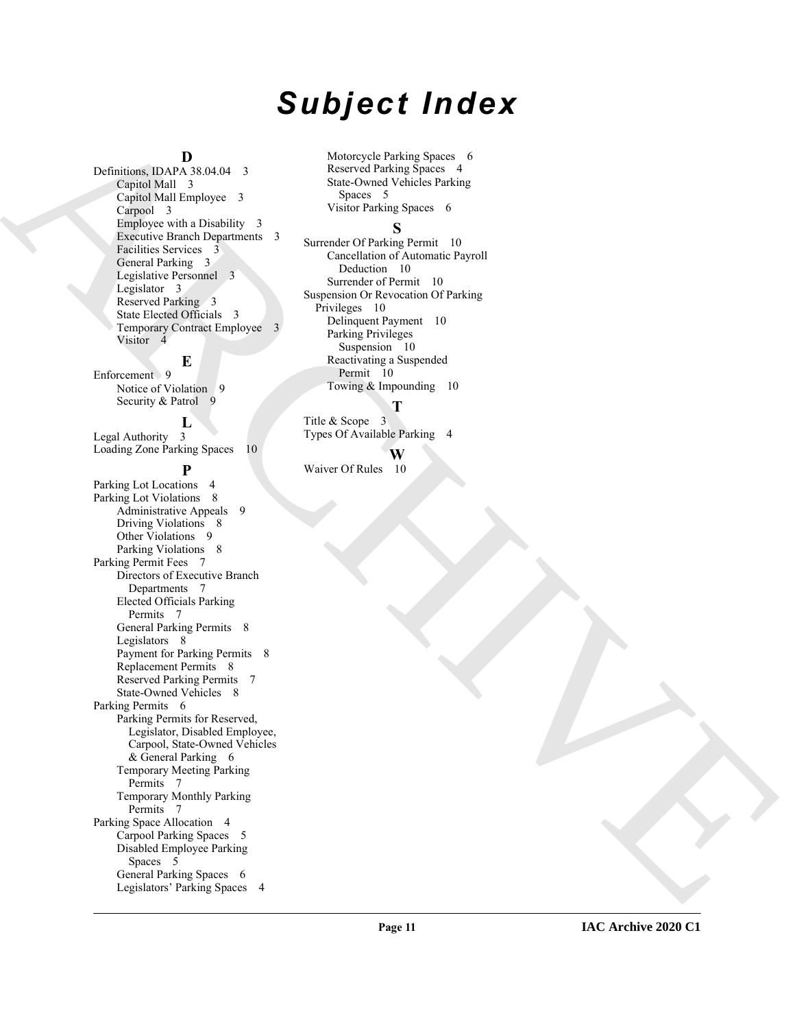# Subject Index

**D**

Definitions, IDAPA 38.04.04 3
- Capitol Mall 3
- Capitol Mall Employee 3
- Carpool 3
- Employee with a Disability 3
- Executive Branch Departments 3
- Facilities Services 3
- General Parking 3
- Legislative Personnel 3
- Legislator 3
- Reserved Parking 3
- State Elected Officials 3
- Temporary Contract Employee 3
- Visitor 4

**E**

Enforcement 9
- Notice of Violation 9
- Security & Patrol 9

**L**

Legal Authority 3

Loading Zone Parking Spaces 10

**P**

Parking Lot Locations 4

Parking Lot Violations 8
- Administrative Appeals 9
- Driving Violations 8
- Other Violations 9
- Parking Violations 8

Parking Permit Fees 7
- Directors of Executive Branch Departments 7
- Elected Officials Parking Permits 7
- General Parking Permits 8
- Legislators 8
- Payment for Parking Permits 8
- Replacement Permits 8
- Reserved Parking Permits 7
- State-Owned Vehicles 8

Parking Permits 6
- Parking Permits for Reserved, Legislator, Disabled Employee, Carpool, State-Owned Vehicles & General Parking 6
- Temporary Meeting Parking Permits 7
- Temporary Monthly Parking Permits 7

Parking Space Allocation 4
- Carpool Parking Spaces 5
- Disabled Employee Parking Spaces 5
- General Parking Spaces 6
- Legislators' Parking Spaces 4
- Motorcycle Parking Spaces 6
- Reserved Parking Spaces 4
- State-Owned Vehicles Parking Spaces 5
- Visitor Parking Spaces 6

**S**

Surrender Of Parking Permit 10
- Cancellation of Automatic Payroll Deduction 10
- Surrender of Permit 10

Suspension Or Revocation Of Parking Privileges 10
- Delinquent Payment 10
- Parking Privileges Suspension 10
- Reactivating a Suspended Permit 10
- Towing & Impounding 10

**T**

Title & Scope 3

Types Of Available Parking 4

**W**

Waiver Of Rules 10